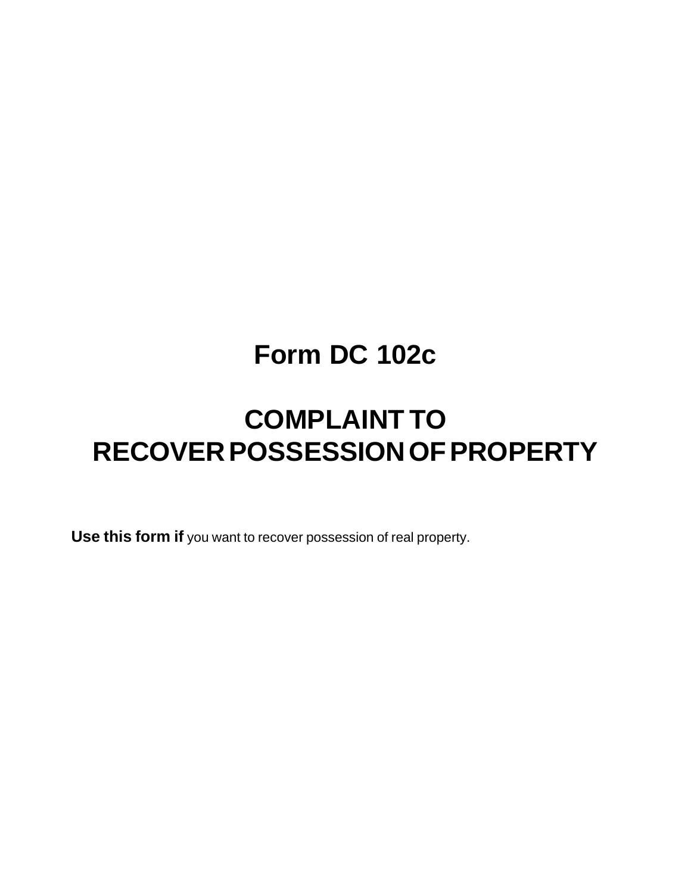# Form DC 102c

# COMPLAINT TO RECOVER POSSESSION OF PROPERTY

**Use this form if** you want to recover possession of real property.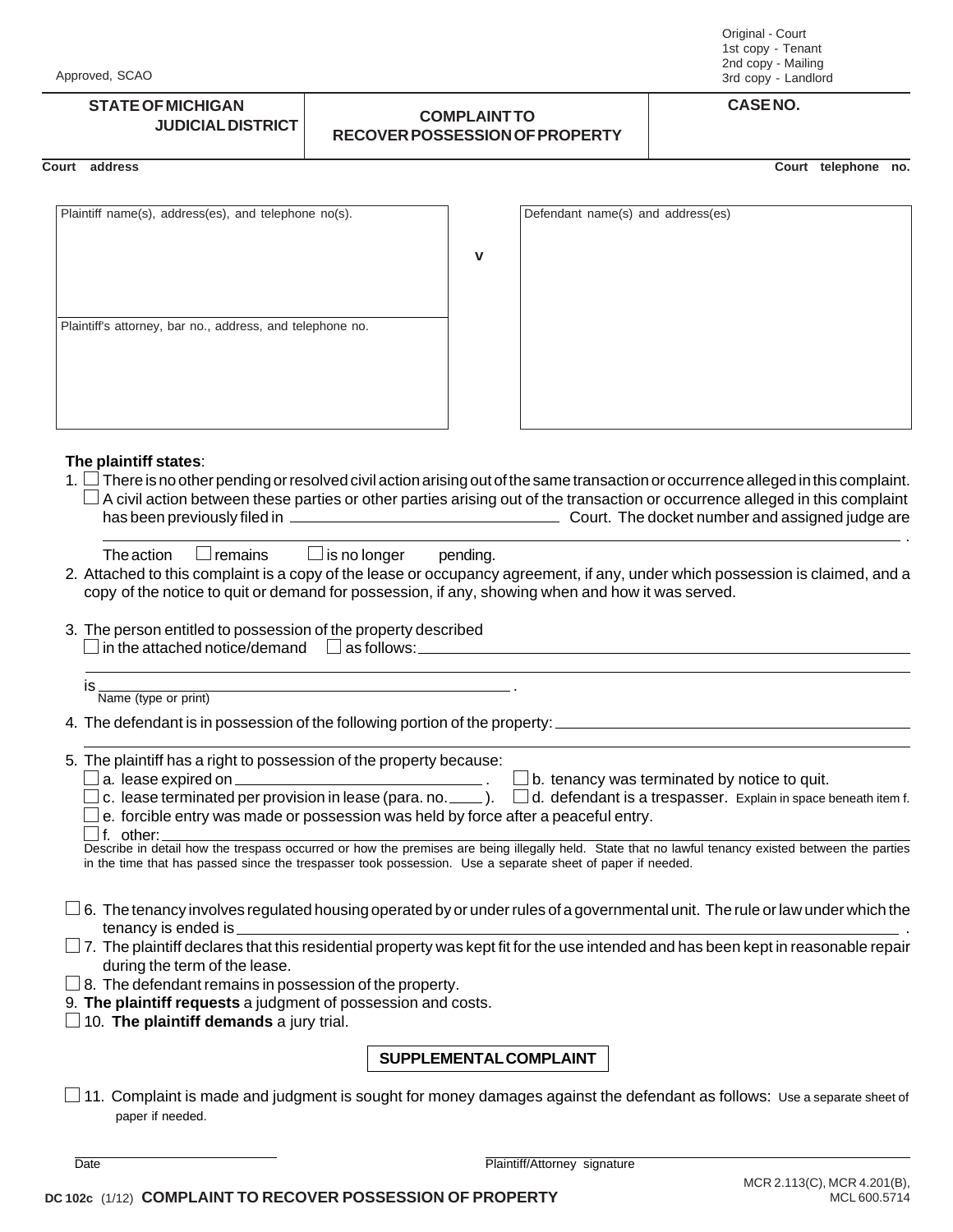Approved, SCAO

Original - Court
1st copy - Tenant
2nd copy - Mailing
3rd copy - Landlord

| STATE OF MICHIGAN JUDICIAL DISTRICT | COMPLAINT TO RECOVER POSSESSION OF PROPERTY | CASE NO. |
|---|---|---|

Court address | Court telephone no.

| Plaintiff name(s), address(es), and telephone no(s). | v | Defendant name(s) and address(es) |
|---|---|---|
| Plaintiff's attorney, bar no., address, and telephone no. | | |

**The plaintiff states**:

1. ☐ There is no other pending or resolved civil action arising out of the same transaction or occurrence alleged in this complaint.
   ☐ A civil action between these parties or other parties arising out of the transaction or occurrence alleged in this complaint has been previously filed in ______________ Court. The docket number and assigned judge are ______________.
   The action ☐ remains ☐ is no longer pending.
2. Attached to this complaint is a copy of the lease or occupancy agreement, if any, under which possession is claimed, and a copy of the notice to quit or demand for possession, if any, showing when and how it was served.
3. The person entitled to possession of the property described
   ☐ in the attached notice/demand ☐ as follows: ______________
   is ______________.
   Name (type or print)
4. The defendant is in possession of the following portion of the property: ______________
5. The plaintiff has a right to possession of the property because:
   ☐ a. lease expired on ______________.
   ☐ b. tenancy was terminated by notice to quit.
   ☐ c. lease terminated per provision in lease (para. no. ____).
   ☐ d. defendant is a trespasser. Explain in space beneath item f.
   ☐ e. forcible entry was made or possession was held by force after a peaceful entry.
   ☐ f. other: ______________
   Describe in detail how the trespass occurred or how the premises are being illegally held. State that no lawful tenancy existed between the parties in the time that has passed since the trespasser took possession. Use a separate sheet of paper if needed.

☐ 6. The tenancy involves regulated housing operated by or under rules of a governmental unit. The rule or law under which the tenancy is ended is ______________.

☐ 7. The plaintiff declares that this residential property was kept fit for the use intended and has been kept in reasonable repair during the term of the lease.

☐ 8. The defendant remains in possession of the property.

9. **The plaintiff requests** a judgment of possession and costs.

☐ 10. **The plaintiff demands** a jury trial.

**SUPPLEMENTAL COMPLAINT**

☐ 11. Complaint is made and judgment is sought for money damages against the defendant as follows: Use a separate sheet of paper if needed.

______________ Date | ______________ Plaintiff/Attorney signature

**DC 102c** (1/12) **COMPLAINT TO RECOVER POSSESSION OF PROPERTY**

MCR 2.113(C), MCR 4.201(B), MCL 600.5714